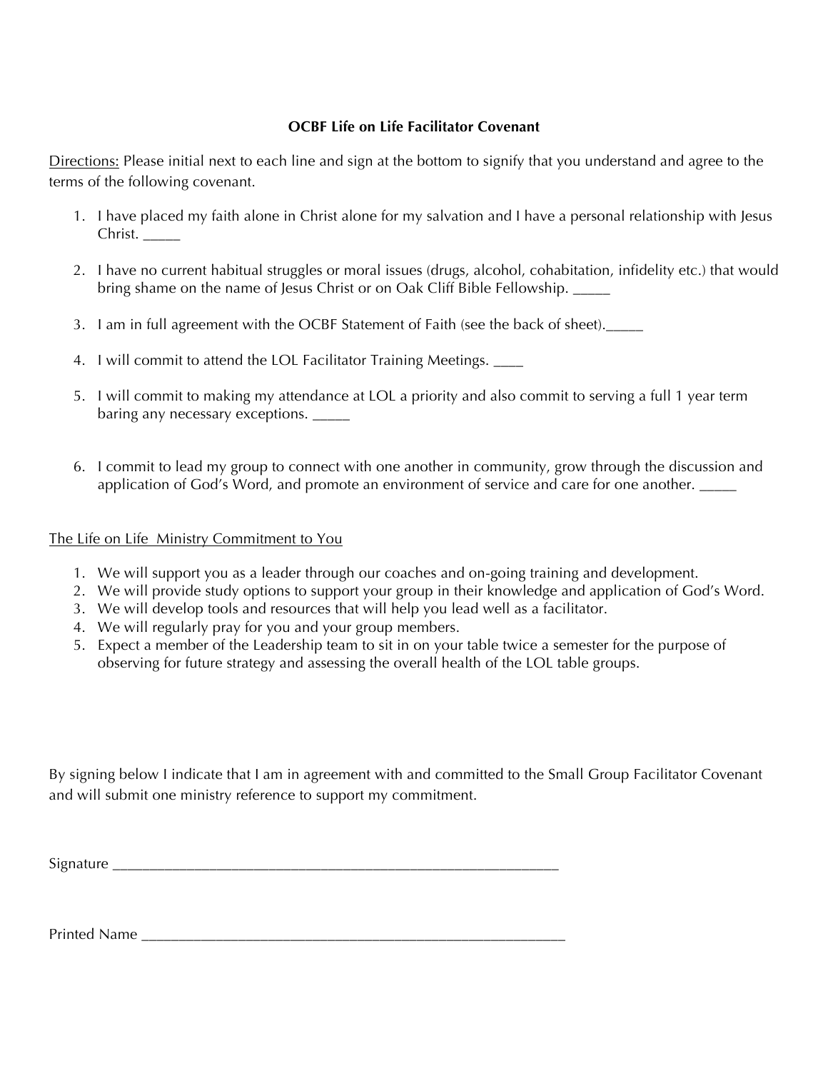**OCBF Life on Life Facilitator Covenant**

Directions: Please initial next to each line and sign at the bottom to signify that you understand and agree to the terms of the following covenant.

1. I have placed my faith alone in Christ alone for my salvation and I have a personal relationship with Jesus Christ. _____

2. I have no current habitual struggles or moral issues (drugs, alcohol, cohabitation, infidelity etc.) that would bring shame on the name of Jesus Christ or on Oak Cliff Bible Fellowship. _____

3. I am in full agreement with the OCBF Statement of Faith (see the back of sheet)._____

4. I will commit to attend the LOL Facilitator Training Meetings. ____

5. I will commit to making my attendance at LOL a priority and also commit to serving a full 1 year term baring any necessary exceptions. _____

6. I commit to lead my group to connect with one another in community, grow through the discussion and application of God's Word, and promote an environment of service and care for one another. _____

The Life on Life Ministry Commitment to You

1. We will support you as a leader through our coaches and on-going training and development.
2. We will provide study options to support your group in their knowledge and application of God's Word.
3. We will develop tools and resources that will help you lead well as a facilitator.
4. We will regularly pray for you and your group members.
5. Expect a member of the Leadership team to sit in on your table twice a semester for the purpose of observing for future strategy and assessing the overall health of the LOL table groups.

By signing below I indicate that I am in agreement with and committed to the Small Group Facilitator Covenant and will submit one ministry reference to support my commitment.

Signature ____________________________________________________________

Printed Name _________________________________________________________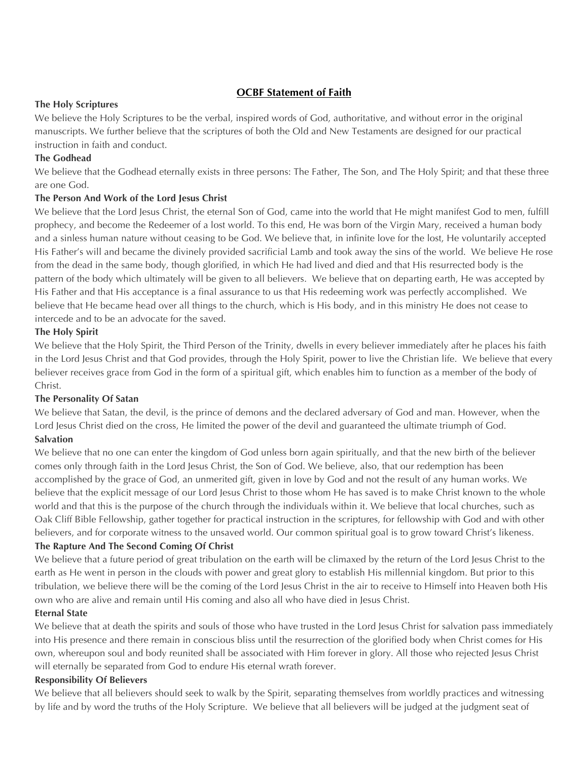## OCBF Statement of Faith

**The Holy Scriptures**

We believe the Holy Scriptures to be the verbal, inspired words of God, authoritative, and without error in the original manuscripts. We further believe that the scriptures of both the Old and New Testaments are designed for our practical instruction in faith and conduct.

**The Godhead**

We believe that the Godhead eternally exists in three persons: The Father, The Son, and The Holy Spirit; and that these three are one God.

**The Person And Work of the Lord Jesus Christ**

We believe that the Lord Jesus Christ, the eternal Son of God, came into the world that He might manifest God to men, fulfill prophecy, and become the Redeemer of a lost world. To this end, He was born of the Virgin Mary, received a human body and a sinless human nature without ceasing to be God. We believe that, in infinite love for the lost, He voluntarily accepted His Father's will and became the divinely provided sacrificial Lamb and took away the sins of the world. We believe He rose from the dead in the same body, though glorified, in which He had lived and died and that His resurrected body is the pattern of the body which ultimately will be given to all believers. We believe that on departing earth, He was accepted by His Father and that His acceptance is a final assurance to us that His redeeming work was perfectly accomplished. We believe that He became head over all things to the church, which is His body, and in this ministry He does not cease to intercede and to be an advocate for the saved.

**The Holy Spirit**

We believe that the Holy Spirit, the Third Person of the Trinity, dwells in every believer immediately after he places his faith in the Lord Jesus Christ and that God provides, through the Holy Spirit, power to live the Christian life. We believe that every believer receives grace from God in the form of a spiritual gift, which enables him to function as a member of the body of Christ.

**The Personality Of Satan**

We believe that Satan, the devil, is the prince of demons and the declared adversary of God and man. However, when the Lord Jesus Christ died on the cross, He limited the power of the devil and guaranteed the ultimate triumph of God.

**Salvation**

We believe that no one can enter the kingdom of God unless born again spiritually, and that the new birth of the believer comes only through faith in the Lord Jesus Christ, the Son of God. We believe, also, that our redemption has been accomplished by the grace of God, an unmerited gift, given in love by God and not the result of any human works. We believe that the explicit message of our Lord Jesus Christ to those whom He has saved is to make Christ known to the whole world and that this is the purpose of the church through the individuals within it. We believe that local churches, such as Oak Cliff Bible Fellowship, gather together for practical instruction in the scriptures, for fellowship with God and with other believers, and for corporate witness to the unsaved world. Our common spiritual goal is to grow toward Christ's likeness.

**The Rapture And The Second Coming Of Christ**

We believe that a future period of great tribulation on the earth will be climaxed by the return of the Lord Jesus Christ to the earth as He went in person in the clouds with power and great glory to establish His millennial kingdom. But prior to this tribulation, we believe there will be the coming of the Lord Jesus Christ in the air to receive to Himself into Heaven both His own who are alive and remain until His coming and also all who have died in Jesus Christ.

**Eternal State**

We believe that at death the spirits and souls of those who have trusted in the Lord Jesus Christ for salvation pass immediately into His presence and there remain in conscious bliss until the resurrection of the glorified body when Christ comes for His own, whereupon soul and body reunited shall be associated with Him forever in glory. All those who rejected Jesus Christ will eternally be separated from God to endure His eternal wrath forever.

**Responsibility Of Believers**

We believe that all believers should seek to walk by the Spirit, separating themselves from worldly practices and witnessing by life and by word the truths of the Holy Scripture. We believe that all believers will be judged at the judgment seat of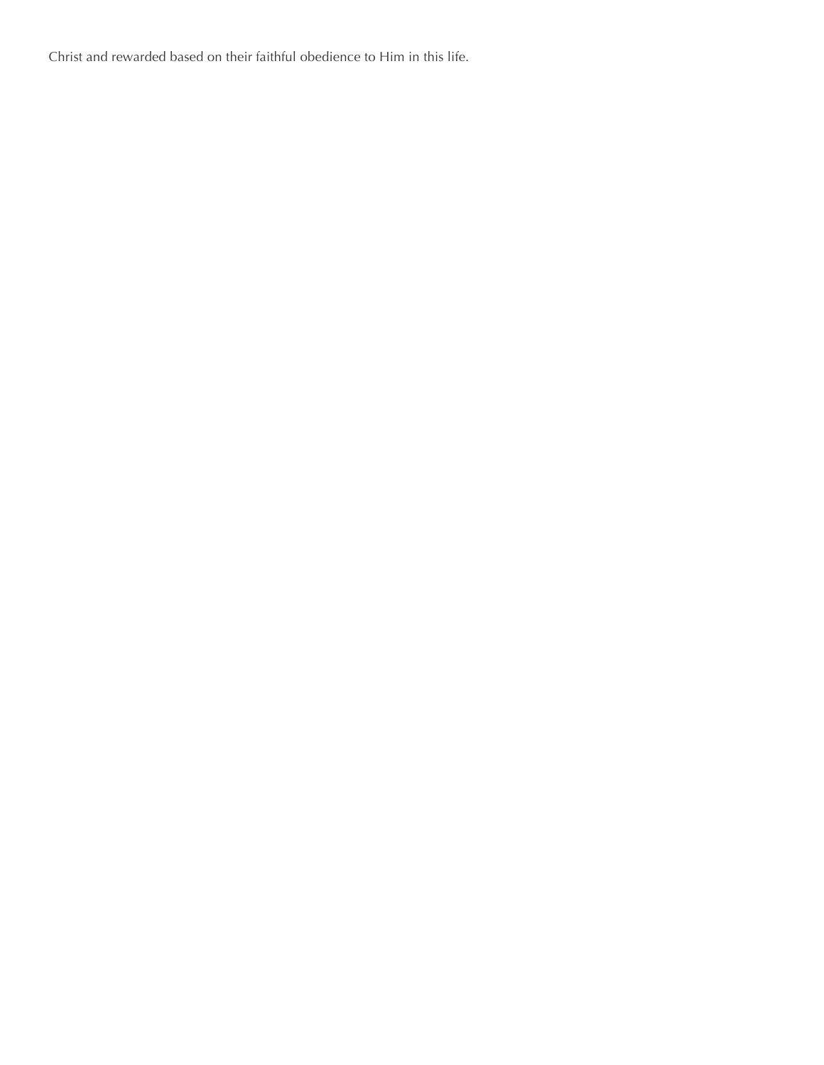Christ and rewarded based on their faithful obedience to Him in this life.